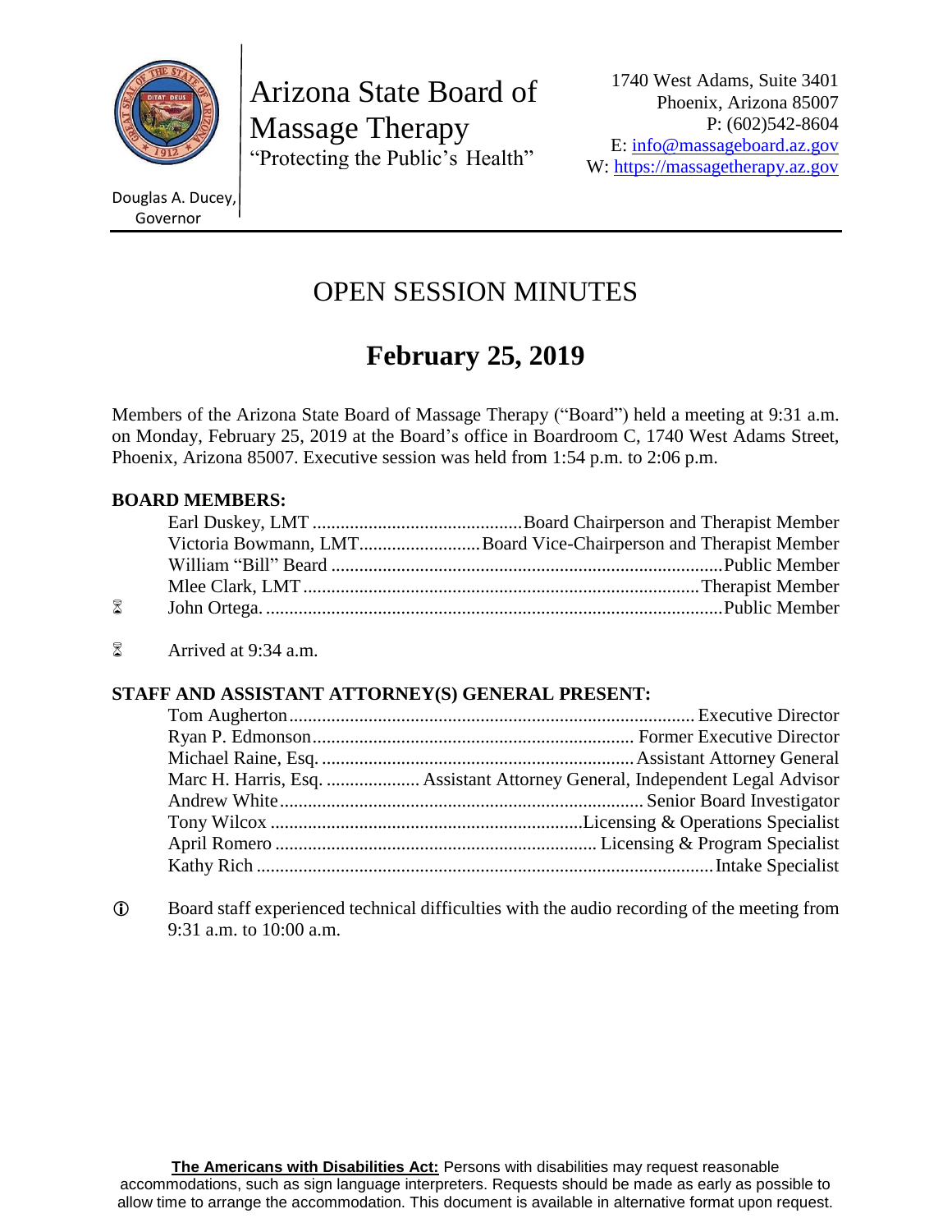Arizona State Board of Massage Therapy
"Protecting the Public's Health"

Douglas A. Ducey, Governor

1740 West Adams, Suite 3401
Phoenix, Arizona 85007
P: (602)542-8604
E: info@massageboard.az.gov
W: https://massagetherapy.az.gov

# OPEN SESSION MINUTES

## February 25, 2019

Members of the Arizona State Board of Massage Therapy ("Board") held a meeting at 9:31 a.m. on Monday, February 25, 2019 at the Board's office in Boardroom C, 1740 West Adams Street, Phoenix, Arizona 85007. Executive session was held from 1:54 p.m. to 2:06 p.m.

**BOARD MEMBERS:**

Earl Duskey, LMT ............................................ Board Chairperson and Therapist Member
Victoria Bowmann, LMT.......................... Board Vice-Chairperson and Therapist Member
William "Bill" Beard ................................................................................... Public Member
Mlee Clark, LMT .................................................................................... Therapist Member
⌛ John Ortega. ................................................................................................ Public Member

⌛ Arrived at 9:34 a.m.

**STAFF AND ASSISTANT ATTORNEY(S) GENERAL PRESENT:**

Tom Augherton...................................................................................... Executive Director
Ryan P. Edmonson.................................................................... Former Executive Director
Michael Raine, Esq. ................................................................... Assistant Attorney General
Marc H. Harris, Esq. .................... Assistant Attorney General, Independent Legal Advisor
Andrew White.............................................................................. Senior Board Investigator
Tony Wilcox ..................................................................Licensing & Operations Specialist
April Romero .................................................................... Licensing & Program Specialist
Kathy Rich ................................................................................................. Intake Specialist

ⓘ Board staff experienced technical difficulties with the audio recording of the meeting from 9:31 a.m. to 10:00 a.m.

**The Americans with Disabilities Act:** Persons with disabilities may request reasonable accommodations, such as sign language interpreters. Requests should be made as early as possible to allow time to arrange the accommodation. This document is available in alternative format upon request.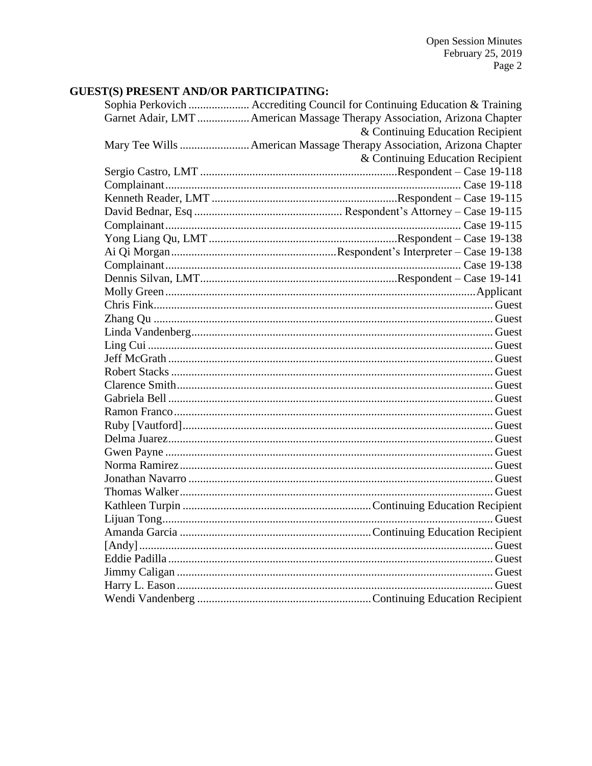**GUEST(S) PRESENT AND/OR PARTICIPATING:**

| Name | Affiliation/Role |
|---|---|
| Sophia Perkovich | Accrediting Council for Continuing Education & Training |
| Garnet Adair, LMT | American Massage Therapy Association, Arizona Chapter & Continuing Education Recipient |
| Mary Tee Wills | American Massage Therapy Association, Arizona Chapter & Continuing Education Recipient |
| Sergio Castro, LMT | Respondent – Case 19-118 |
| Complainant | Case 19-118 |
| Kenneth Reader, LMT | Respondent – Case 19-115 |
| David Bednar, Esq | Respondent's Attorney – Case 19-115 |
| Complainant | Case 19-115 |
| Yong Liang Qu, LMT | Respondent – Case 19-138 |
| Ai Qi Morgan | Respondent's Interpreter – Case 19-138 |
| Complainant | Case 19-138 |
| Dennis Silvan, LMT | Respondent – Case 19-141 |
| Molly Green | Applicant |
| Chris Fink | Guest |
| Zhang Qu | Guest |
| Linda Vandenberg | Guest |
| Ling Cui | Guest |
| Jeff McGrath | Guest |
| Robert Stacks | Guest |
| Clarence Smith | Guest |
| Gabriela Bell | Guest |
| Ramon Franco | Guest |
| Ruby [Vautford] | Guest |
| Delma Juarez | Guest |
| Gwen Payne | Guest |
| Norma Ramirez | Guest |
| Jonathan Navarro | Guest |
| Thomas Walker | Guest |
| Kathleen Turpin | Continuing Education Recipient |
| Lijuan Tong | Guest |
| Amanda Garcia | Continuing Education Recipient |
| [Andy] | Guest |
| Eddie Padilla | Guest |
| Jimmy Caligan | Guest |
| Harry L. Eason | Guest |
| Wendi Vandenberg | Continuing Education Recipient |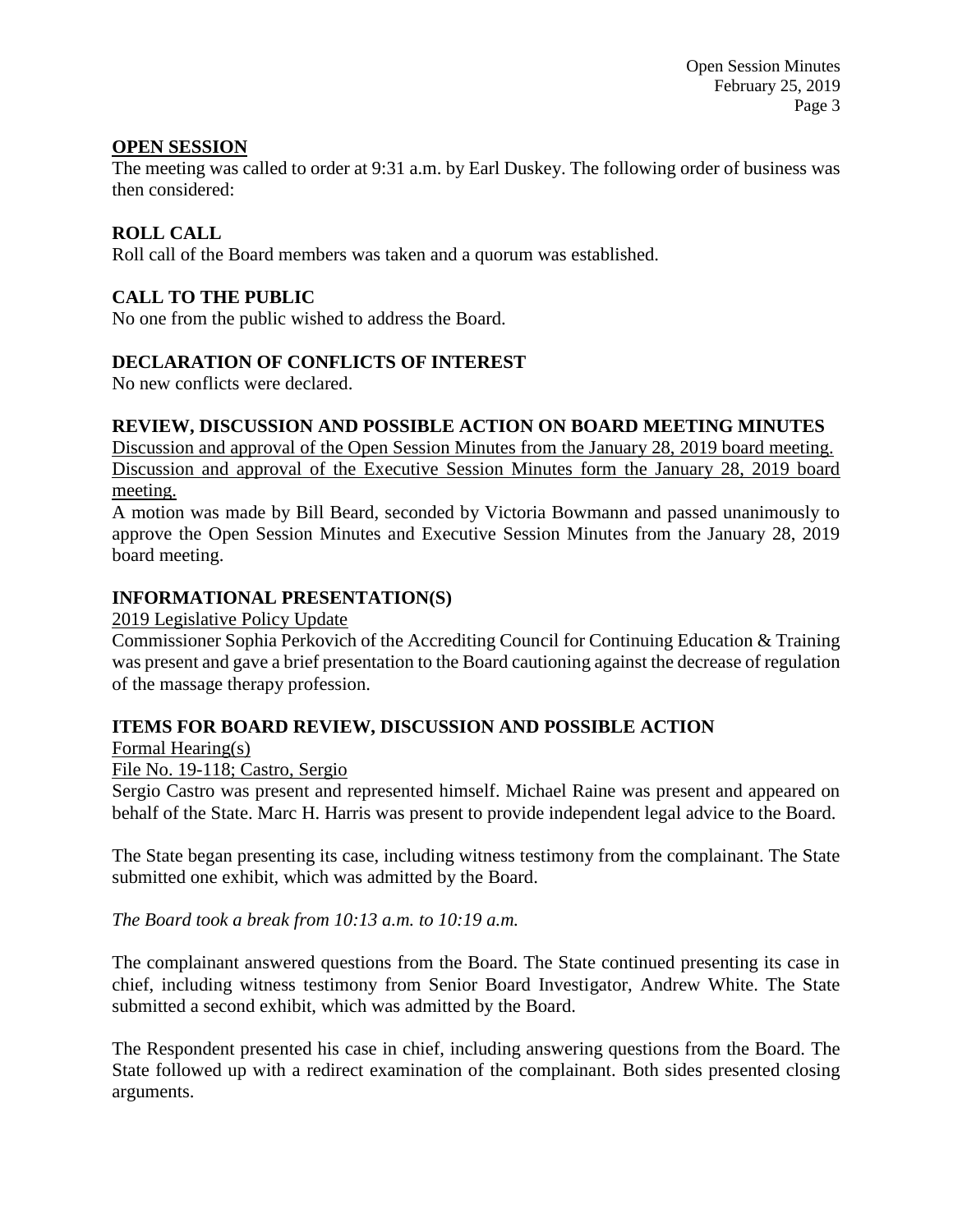## OPEN SESSION

The meeting was called to order at 9:31 a.m. by Earl Duskey. The following order of business was then considered:

## ROLL CALL

Roll call of the Board members was taken and a quorum was established.

## CALL TO THE PUBLIC

No one from the public wished to address the Board.

## DECLARATION OF CONFLICTS OF INTEREST

No new conflicts were declared.

## REVIEW, DISCUSSION AND POSSIBLE ACTION ON BOARD MEETING MINUTES

Discussion and approval of the Open Session Minutes from the January 28, 2019 board meeting.
Discussion and approval of the Executive Session Minutes form the January 28, 2019 board meeting.

A motion was made by Bill Beard, seconded by Victoria Bowmann and passed unanimously to approve the Open Session Minutes and Executive Session Minutes from the January 28, 2019 board meeting.

## INFORMATIONAL PRESENTATION(S)

2019 Legislative Policy Update

Commissioner Sophia Perkovich of the Accrediting Council for Continuing Education & Training was present and gave a brief presentation to the Board cautioning against the decrease of regulation of the massage therapy profession.

## ITEMS FOR BOARD REVIEW, DISCUSSION AND POSSIBLE ACTION

Formal Hearing(s)

File No. 19-118; Castro, Sergio

Sergio Castro was present and represented himself. Michael Raine was present and appeared on behalf of the State. Marc H. Harris was present to provide independent legal advice to the Board.

The State began presenting its case, including witness testimony from the complainant. The State submitted one exhibit, which was admitted by the Board.

*The Board took a break from 10:13 a.m. to 10:19 a.m.*

The complainant answered questions from the Board. The State continued presenting its case in chief, including witness testimony from Senior Board Investigator, Andrew White. The State submitted a second exhibit, which was admitted by the Board.

The Respondent presented his case in chief, including answering questions from the Board. The State followed up with a redirect examination of the complainant. Both sides presented closing arguments.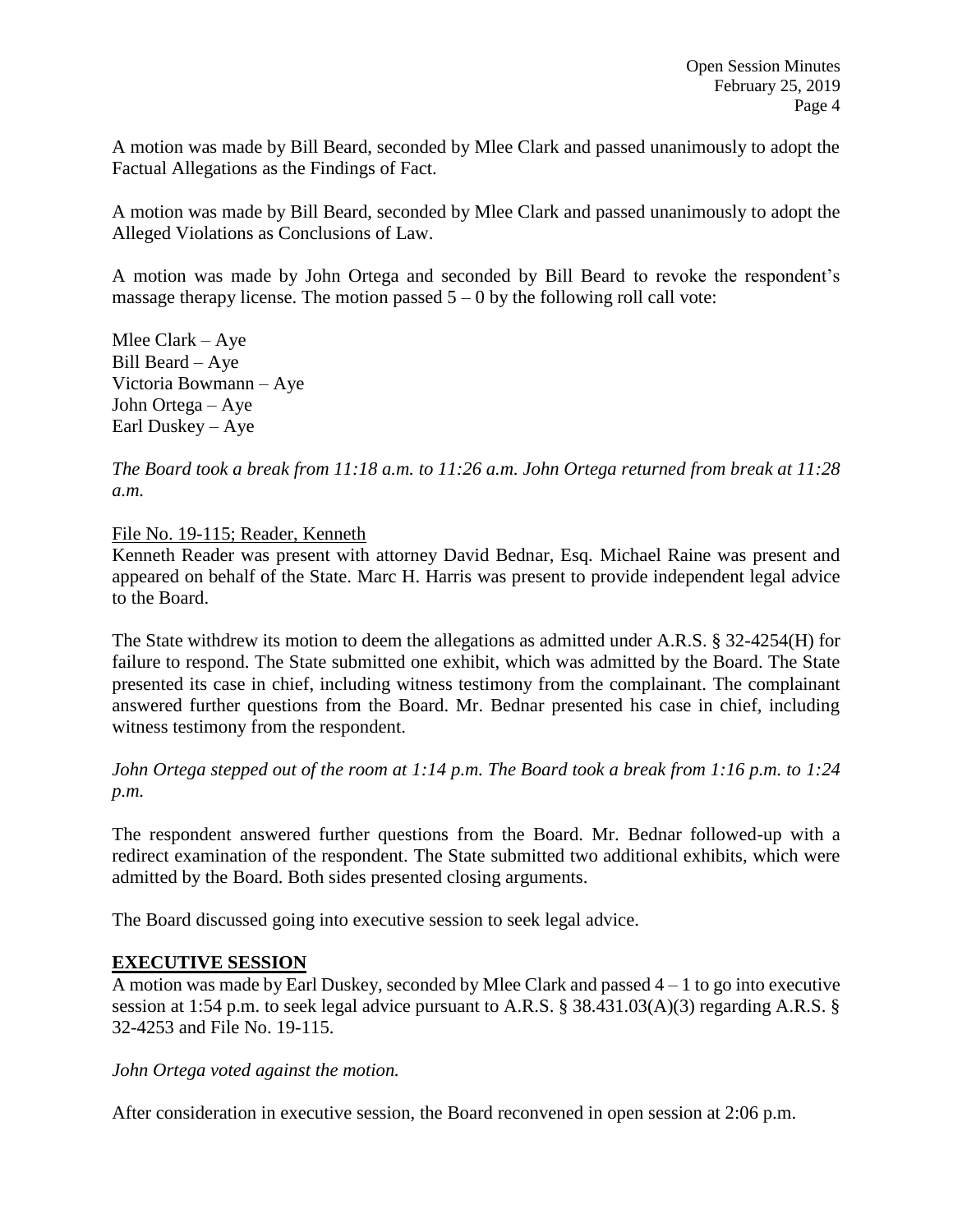A motion was made by Bill Beard, seconded by Mlee Clark and passed unanimously to adopt the Factual Allegations as the Findings of Fact.

A motion was made by Bill Beard, seconded by Mlee Clark and passed unanimously to adopt the Alleged Violations as Conclusions of Law.

A motion was made by John Ortega and seconded by Bill Beard to revoke the respondent's massage therapy license. The motion passed 5 – 0 by the following roll call vote:

Mlee Clark – Aye
Bill Beard – Aye
Victoria Bowmann – Aye
John Ortega – Aye
Earl Duskey – Aye

*The Board took a break from 11:18 a.m. to 11:26 a.m. John Ortega returned from break at 11:28 a.m.*

File No. 19-115; Reader, Kenneth

Kenneth Reader was present with attorney David Bednar, Esq. Michael Raine was present and appeared on behalf of the State. Marc H. Harris was present to provide independent legal advice to the Board.

The State withdrew its motion to deem the allegations as admitted under A.R.S. § 32-4254(H) for failure to respond. The State submitted one exhibit, which was admitted by the Board. The State presented its case in chief, including witness testimony from the complainant. The complainant answered further questions from the Board. Mr. Bednar presented his case in chief, including witness testimony from the respondent.

*John Ortega stepped out of the room at 1:14 p.m. The Board took a break from 1:16 p.m. to 1:24 p.m.*

The respondent answered further questions from the Board. Mr. Bednar followed-up with a redirect examination of the respondent. The State submitted two additional exhibits, which were admitted by the Board. Both sides presented closing arguments.

The Board discussed going into executive session to seek legal advice.

**EXECUTIVE SESSION**

A motion was made by Earl Duskey, seconded by Mlee Clark and passed 4 – 1 to go into executive session at 1:54 p.m. to seek legal advice pursuant to A.R.S. § 38.431.03(A)(3) regarding A.R.S. § 32-4253 and File No. 19-115.

*John Ortega voted against the motion.*

After consideration in executive session, the Board reconvened in open session at 2:06 p.m.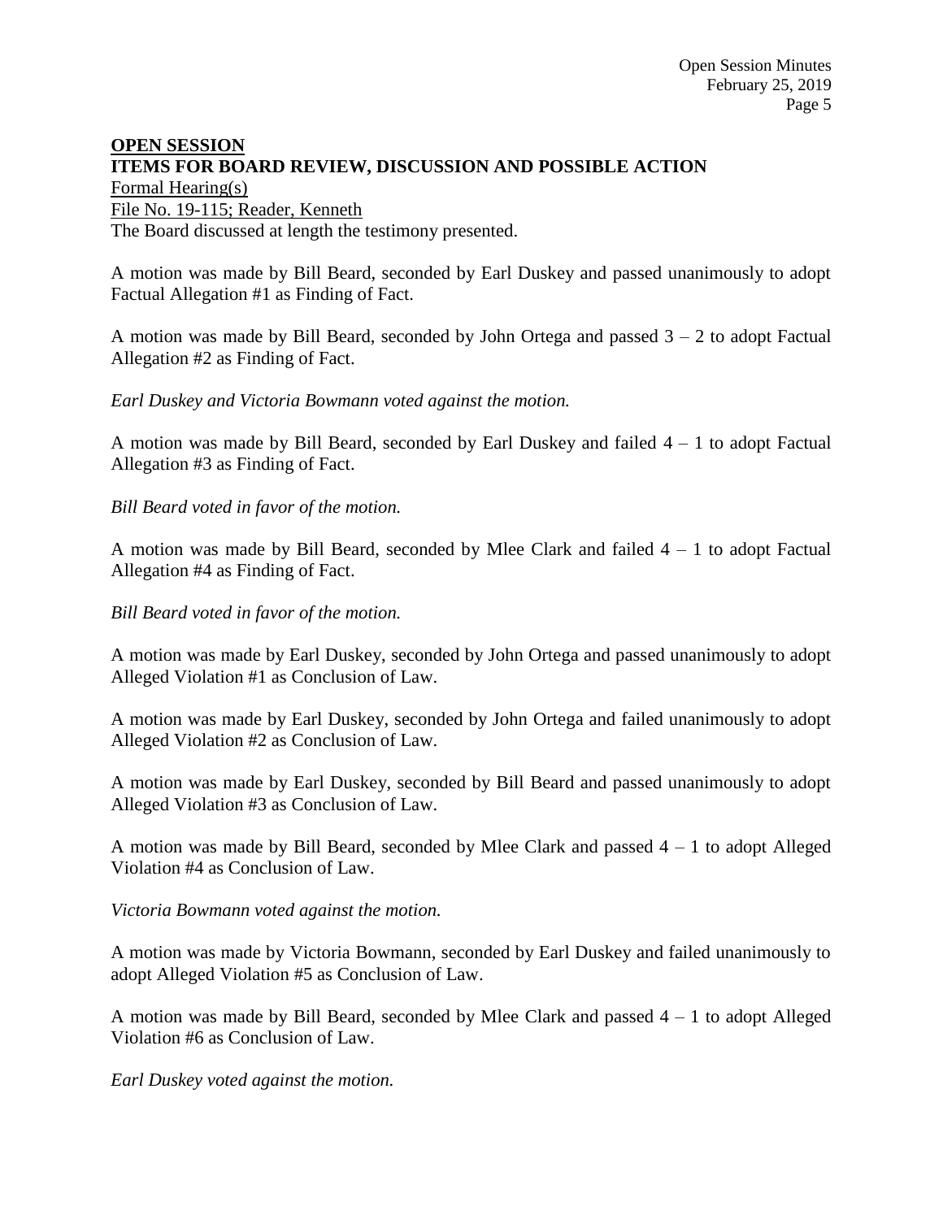**OPEN SESSION**

**ITEMS FOR BOARD REVIEW, DISCUSSION AND POSSIBLE ACTION**

Formal Hearing(s)

File No. 19-115; Reader, Kenneth

The Board discussed at length the testimony presented.

A motion was made by Bill Beard, seconded by Earl Duskey and passed unanimously to adopt Factual Allegation #1 as Finding of Fact.

A motion was made by Bill Beard, seconded by John Ortega and passed 3 – 2 to adopt Factual Allegation #2 as Finding of Fact.

*Earl Duskey and Victoria Bowmann voted against the motion.*

A motion was made by Bill Beard, seconded by Earl Duskey and failed 4 – 1 to adopt Factual Allegation #3 as Finding of Fact.

*Bill Beard voted in favor of the motion.*

A motion was made by Bill Beard, seconded by Mlee Clark and failed 4 – 1 to adopt Factual Allegation #4 as Finding of Fact.

*Bill Beard voted in favor of the motion.*

A motion was made by Earl Duskey, seconded by John Ortega and passed unanimously to adopt Alleged Violation #1 as Conclusion of Law.

A motion was made by Earl Duskey, seconded by John Ortega and failed unanimously to adopt Alleged Violation #2 as Conclusion of Law.

A motion was made by Earl Duskey, seconded by Bill Beard and passed unanimously to adopt Alleged Violation #3 as Conclusion of Law.

A motion was made by Bill Beard, seconded by Mlee Clark and passed 4 – 1 to adopt Alleged Violation #4 as Conclusion of Law.

*Victoria Bowmann voted against the motion.*

A motion was made by Victoria Bowmann, seconded by Earl Duskey and failed unanimously to adopt Alleged Violation #5 as Conclusion of Law.

A motion was made by Bill Beard, seconded by Mlee Clark and passed 4 – 1 to adopt Alleged Violation #6 as Conclusion of Law.

*Earl Duskey voted against the motion.*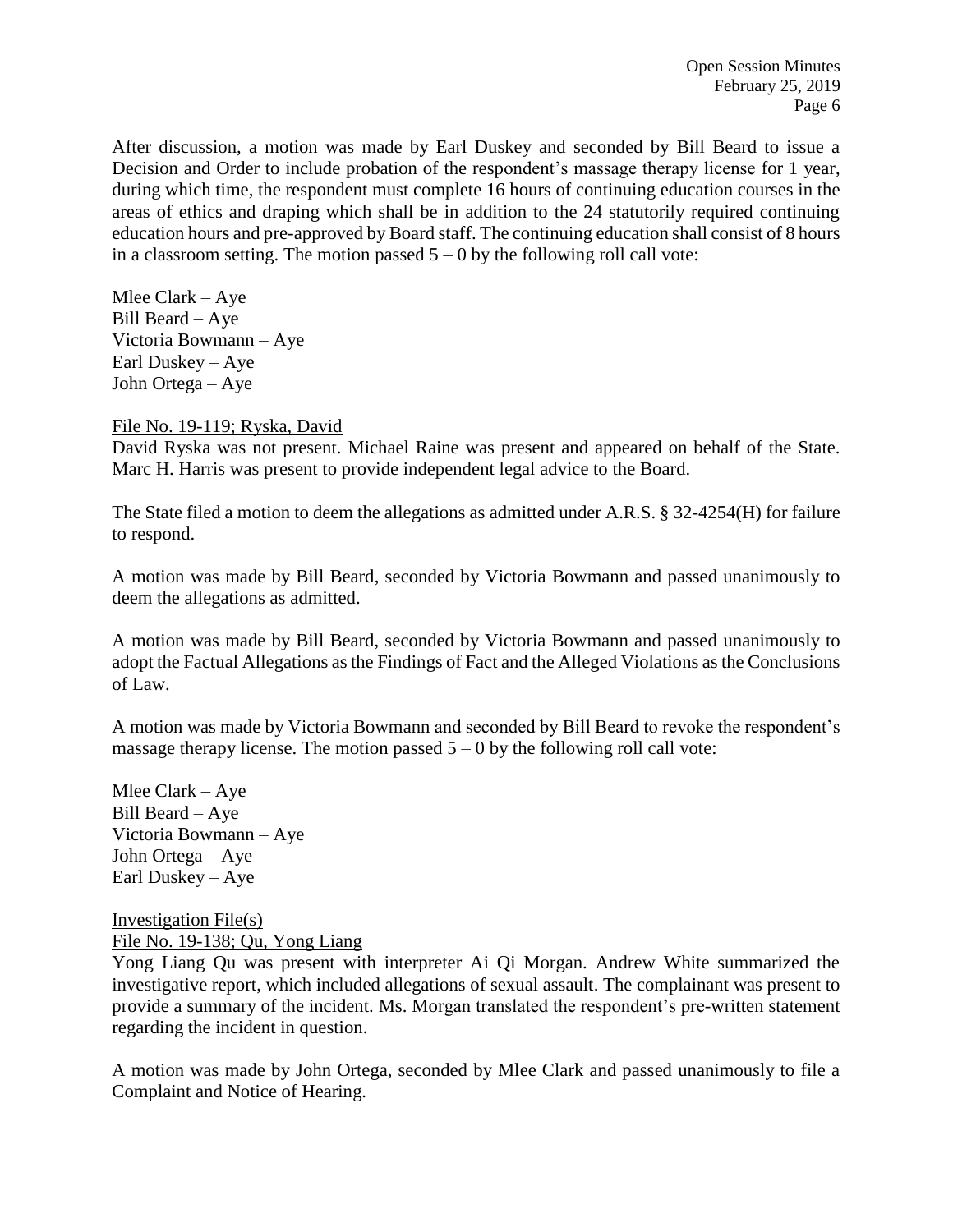After discussion, a motion was made by Earl Duskey and seconded by Bill Beard to issue a Decision and Order to include probation of the respondent's massage therapy license for 1 year, during which time, the respondent must complete 16 hours of continuing education courses in the areas of ethics and draping which shall be in addition to the 24 statutorily required continuing education hours and pre-approved by Board staff. The continuing education shall consist of 8 hours in a classroom setting. The motion passed 5 – 0 by the following roll call vote:

Mlee Clark – Aye
Bill Beard – Aye
Victoria Bowmann – Aye
Earl Duskey – Aye
John Ortega – Aye

<u>File No. 19-119; Ryska, David</u>

David Ryska was not present. Michael Raine was present and appeared on behalf of the State. Marc H. Harris was present to provide independent legal advice to the Board.

The State filed a motion to deem the allegations as admitted under A.R.S. § 32-4254(H) for failure to respond.

A motion was made by Bill Beard, seconded by Victoria Bowmann and passed unanimously to deem the allegations as admitted.

A motion was made by Bill Beard, seconded by Victoria Bowmann and passed unanimously to adopt the Factual Allegations as the Findings of Fact and the Alleged Violations as the Conclusions of Law.

A motion was made by Victoria Bowmann and seconded by Bill Beard to revoke the respondent's massage therapy license. The motion passed 5 – 0 by the following roll call vote:

Mlee Clark – Aye
Bill Beard – Aye
Victoria Bowmann – Aye
John Ortega – Aye
Earl Duskey – Aye

<u>Investigation File(s)</u>

<u>File No. 19-138; Qu, Yong Liang</u>

Yong Liang Qu was present with interpreter Ai Qi Morgan. Andrew White summarized the investigative report, which included allegations of sexual assault. The complainant was present to provide a summary of the incident. Ms. Morgan translated the respondent's pre-written statement regarding the incident in question.

A motion was made by John Ortega, seconded by Mlee Clark and passed unanimously to file a Complaint and Notice of Hearing.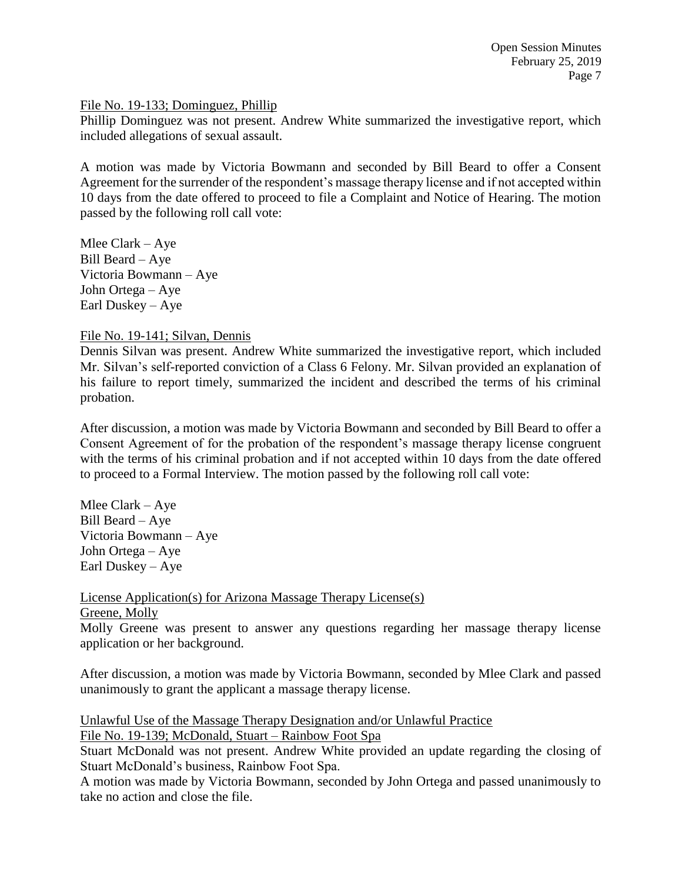File No. 19-133; Dominguez, Phillip

Phillip Dominguez was not present. Andrew White summarized the investigative report, which included allegations of sexual assault.

A motion was made by Victoria Bowmann and seconded by Bill Beard to offer a Consent Agreement for the surrender of the respondent's massage therapy license and if not accepted within 10 days from the date offered to proceed to file a Complaint and Notice of Hearing. The motion passed by the following roll call vote:

Mlee Clark – Aye
Bill Beard – Aye
Victoria Bowmann – Aye
John Ortega – Aye
Earl Duskey – Aye

File No. 19-141; Silvan, Dennis

Dennis Silvan was present. Andrew White summarized the investigative report, which included Mr. Silvan's self-reported conviction of a Class 6 Felony. Mr. Silvan provided an explanation of his failure to report timely, summarized the incident and described the terms of his criminal probation.

After discussion, a motion was made by Victoria Bowmann and seconded by Bill Beard to offer a Consent Agreement of for the probation of the respondent's massage therapy license congruent with the terms of his criminal probation and if not accepted within 10 days from the date offered to proceed to a Formal Interview. The motion passed by the following roll call vote:

Mlee Clark – Aye
Bill Beard – Aye
Victoria Bowmann – Aye
John Ortega – Aye
Earl Duskey – Aye

License Application(s) for Arizona Massage Therapy License(s)

Greene, Molly

Molly Greene was present to answer any questions regarding her massage therapy license application or her background.

After discussion, a motion was made by Victoria Bowmann, seconded by Mlee Clark and passed unanimously to grant the applicant a massage therapy license.

Unlawful Use of the Massage Therapy Designation and/or Unlawful Practice

File No. 19-139; McDonald, Stuart – Rainbow Foot Spa

Stuart McDonald was not present. Andrew White provided an update regarding the closing of Stuart McDonald's business, Rainbow Foot Spa.

A motion was made by Victoria Bowmann, seconded by John Ortega and passed unanimously to take no action and close the file.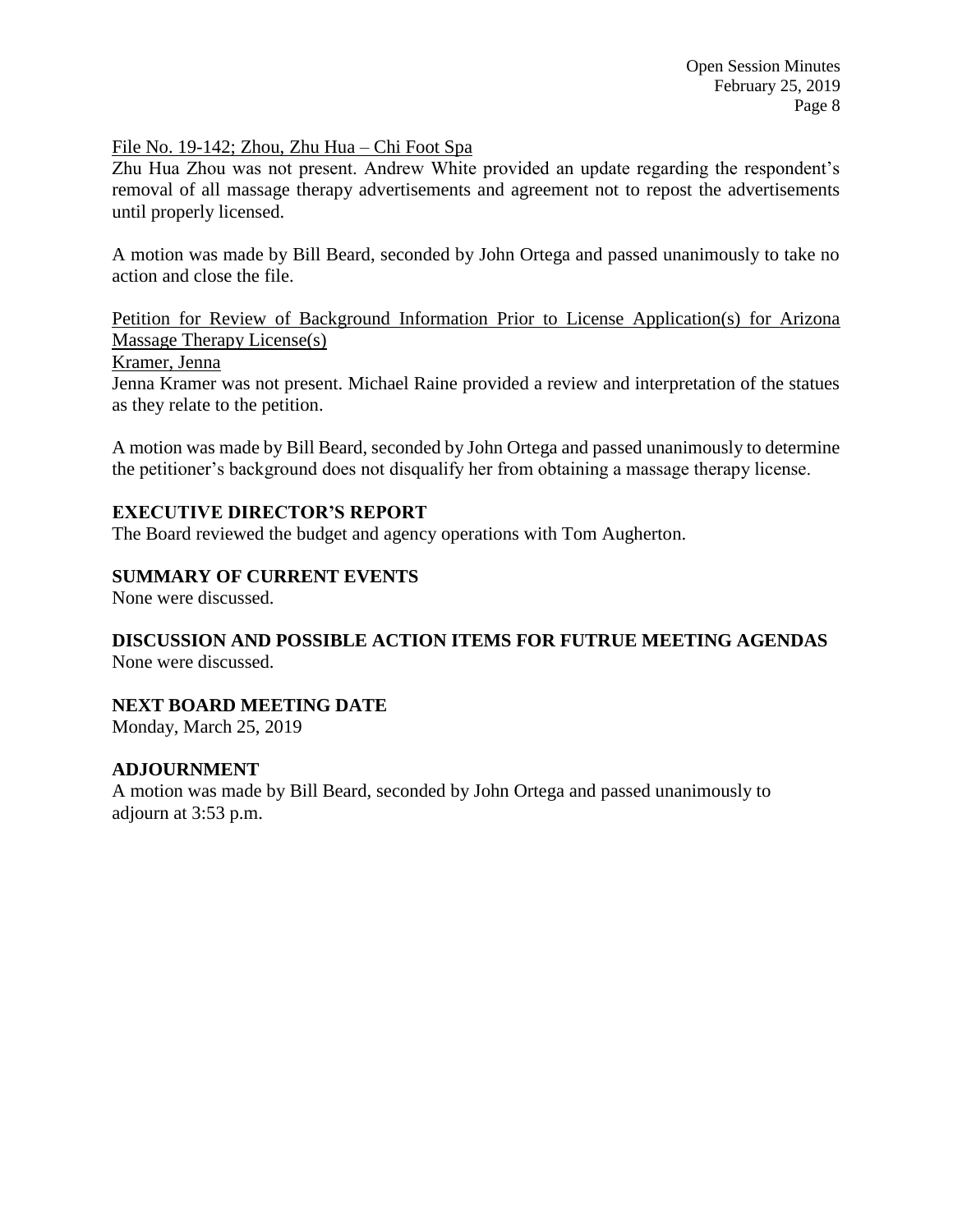File No. 19-142; Zhou, Zhu Hua – Chi Foot Spa

Zhu Hua Zhou was not present. Andrew White provided an update regarding the respondent's removal of all massage therapy advertisements and agreement not to repost the advertisements until properly licensed.

A motion was made by Bill Beard, seconded by John Ortega and passed unanimously to take no action and close the file.

Petition for Review of Background Information Prior to License Application(s) for Arizona Massage Therapy License(s)

Kramer, Jenna

Jenna Kramer was not present. Michael Raine provided a review and interpretation of the statues as they relate to the petition.

A motion was made by Bill Beard, seconded by John Ortega and passed unanimously to determine the petitioner's background does not disqualify her from obtaining a massage therapy license.

## EXECUTIVE DIRECTOR'S REPORT

The Board reviewed the budget and agency operations with Tom Augherton.

## SUMMARY OF CURRENT EVENTS

None were discussed.

## DISCUSSION AND POSSIBLE ACTION ITEMS FOR FUTRUE MEETING AGENDAS

None were discussed.

## NEXT BOARD MEETING DATE

Monday, March 25, 2019

## ADJOURNMENT

A motion was made by Bill Beard, seconded by John Ortega and passed unanimously to adjourn at 3:53 p.m.